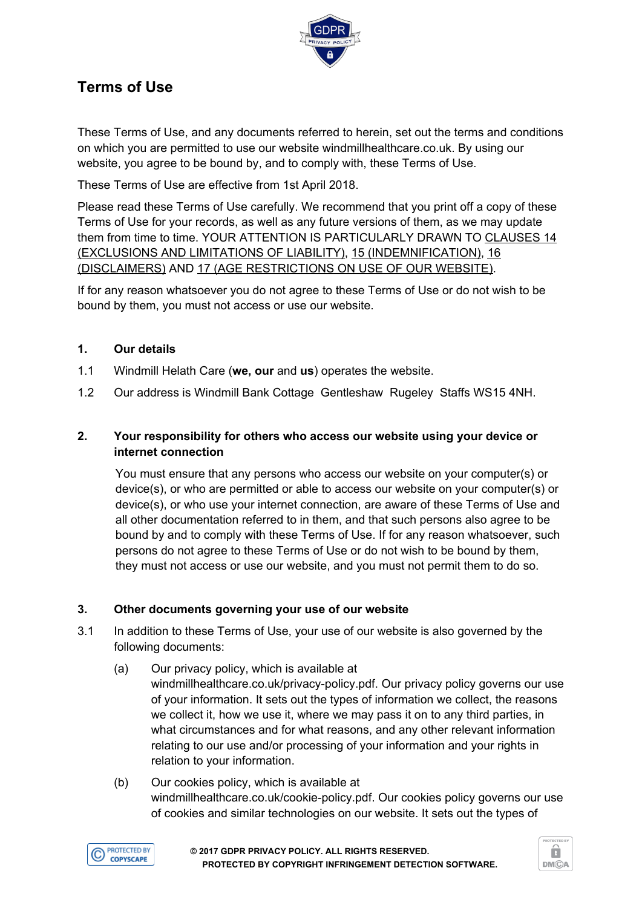# Terms of Use

These Terms of Use, and any documents referred to herein, set out the terms and conditions on which you are permitted to use our website windmillhealthcare.co.uk. By using our website, you agree to be bound by, and to comply with, these Terms of Use.

These Terms of Use are effective from 1st April 2018.

Please read these Terms of Use carefully. We recommend that you print off a copy of these Terms of Use for your records, as well as any future versions of them, as we may update them from time to time. YOUR ATTENTION IS PARTICULARLY DRAWN TO CLAUSES 14 (EXCLUSIONS AND LIMITATIONS OF LIABILITY), 15 (INDEMNIFICATION), 16 (DISCLAIMERS) AND 17 (AGE RESTRICTIONS ON USE OF OUR WEBSITE).

If for any reason whatsoever you do not agree to these Terms of Use or do not wish to be bound by them, you must not access or use our website.

## 1. Our details

1.1 Windmill Helath Care (**we, our** and **us**) operates the website.

1.2 Our address is Windmill Bank Cottage Gentleshaw Rugeley Staffs WS15 4NH.

## 2. Your responsibility for others who access our website using your device or internet connection

You must ensure that any persons who access our website on your computer(s) or device(s), or who are permitted or able to access our website on your computer(s) or device(s), or who use your internet connection, are aware of these Terms of Use and all other documentation referred to in them, and that such persons also agree to be bound by and to comply with these Terms of Use. If for any reason whatsoever, such persons do not agree to these Terms of Use or do not wish to be bound by them, they must not access or use our website, and you must not permit them to do so.

## 3. Other documents governing your use of our website

3.1 In addition to these Terms of Use, your use of our website is also governed by the following documents:

(a) Our privacy policy, which is available at windmillhealthcare.co.uk/privacy-policy.pdf. Our privacy policy governs our use of your information. It sets out the types of information we collect, the reasons we collect it, how we use it, where we may pass it on to any third parties, in what circumstances and for what reasons, and any other relevant information relating to our use and/or processing of your information and your rights in relation to your information.

(b) Our cookies policy, which is available at windmillhealthcare.co.uk/cookie-policy.pdf. Our cookies policy governs our use of cookies and similar technologies on our website. It sets out the types of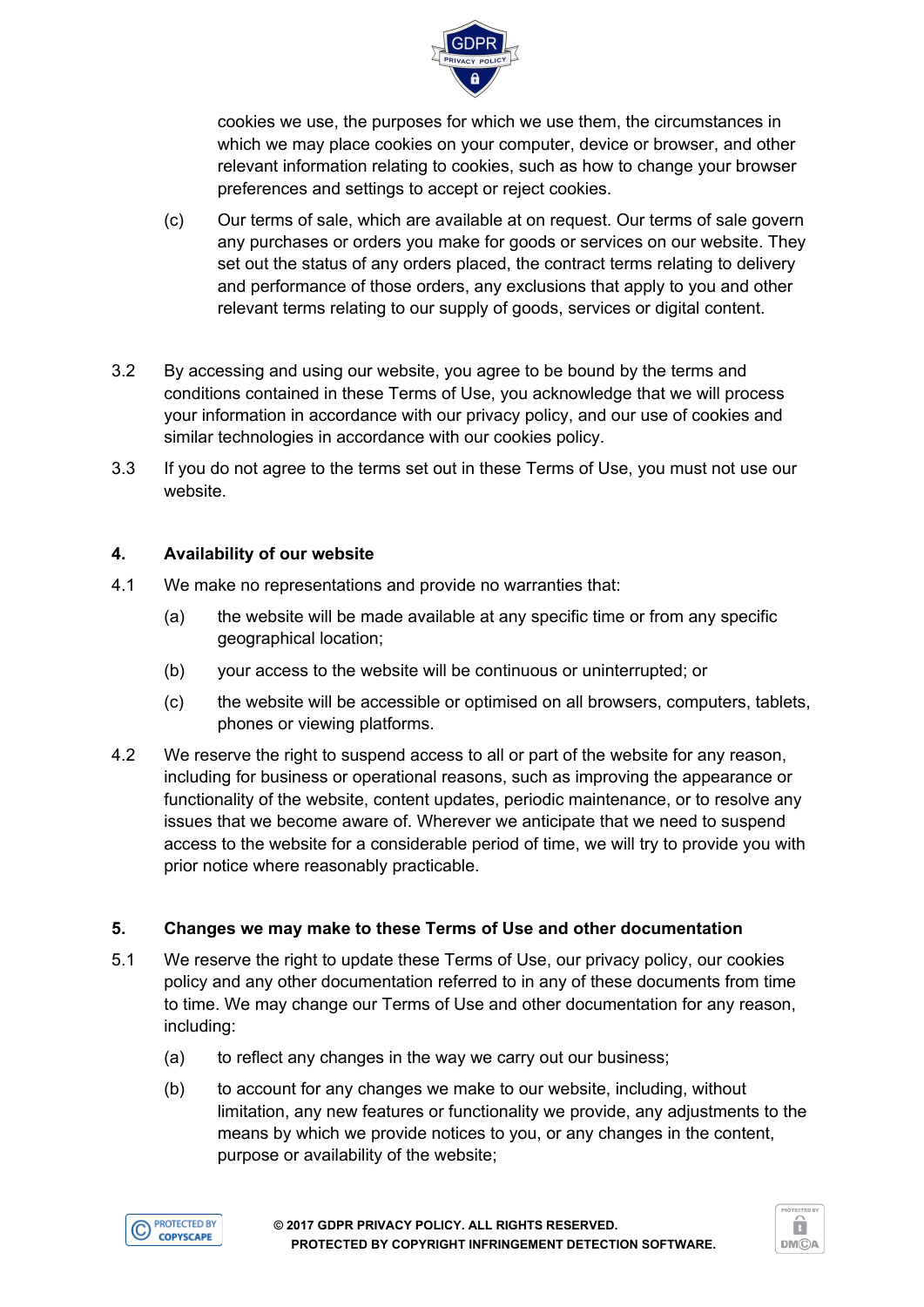cookies we use, the purposes for which we use them, the circumstances in which we may place cookies on your computer, device or browser, and other relevant information relating to cookies, such as how to change your browser preferences and settings to accept or reject cookies.

(c) Our terms of sale, which are available at on request. Our terms of sale govern any purchases or orders you make for goods or services on our website. They set out the status of any orders placed, the contract terms relating to delivery and performance of those orders, any exclusions that apply to you and other relevant terms relating to our supply of goods, services or digital content.

3.2 By accessing and using our website, you agree to be bound by the terms and conditions contained in these Terms of Use, you acknowledge that we will process your information in accordance with our privacy policy, and our use of cookies and similar technologies in accordance with our cookies policy.

3.3 If you do not agree to the terms set out in these Terms of Use, you must not use our website.

## 4. Availability of our website

4.1 We make no representations and provide no warranties that:

(a) the website will be made available at any specific time or from any specific geographical location;

(b) your access to the website will be continuous or uninterrupted; or

(c) the website will be accessible or optimised on all browsers, computers, tablets, phones or viewing platforms.

4.2 We reserve the right to suspend access to all or part of the website for any reason, including for business or operational reasons, such as improving the appearance or functionality of the website, content updates, periodic maintenance, or to resolve any issues that we become aware of. Wherever we anticipate that we need to suspend access to the website for a considerable period of time, we will try to provide you with prior notice where reasonably practicable.

## 5. Changes we may make to these Terms of Use and other documentation

5.1 We reserve the right to update these Terms of Use, our privacy policy, our cookies policy and any other documentation referred to in any of these documents from time to time. We may change our Terms of Use and other documentation for any reason, including:

(a) to reflect any changes in the way we carry out our business;

(b) to account for any changes we make to our website, including, without limitation, any new features or functionality we provide, any adjustments to the means by which we provide notices to you, or any changes in the content, purpose or availability of the website;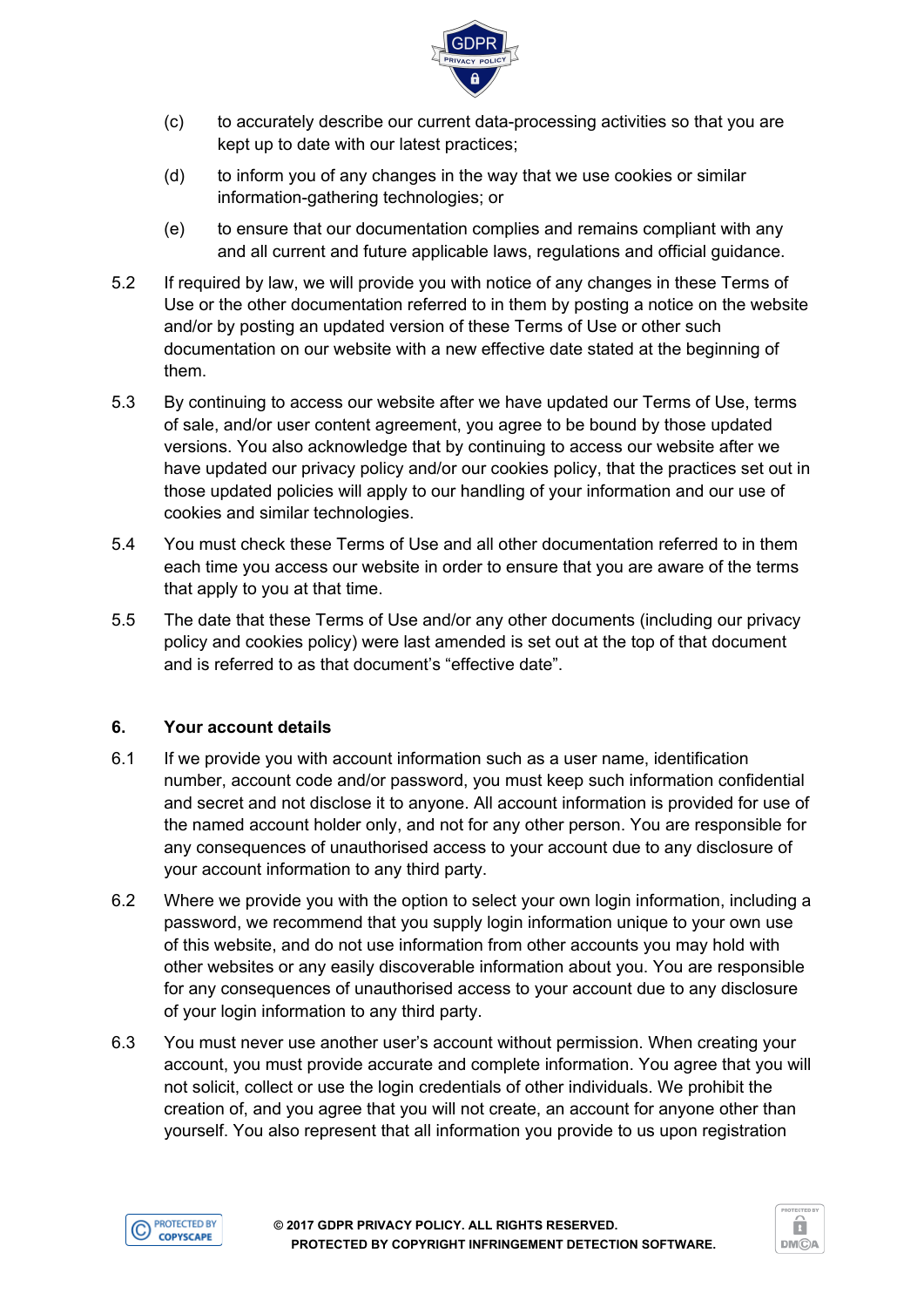(c) to accurately describe our current data-processing activities so that you are kept up to date with our latest practices;

(d) to inform you of any changes in the way that we use cookies or similar information-gathering technologies; or

(e) to ensure that our documentation complies and remains compliant with any and all current and future applicable laws, regulations and official guidance.

5.2 If required by law, we will provide you with notice of any changes in these Terms of Use or the other documentation referred to in them by posting a notice on the website and/or by posting an updated version of these Terms of Use or other such documentation on our website with a new effective date stated at the beginning of them.

5.3 By continuing to access our website after we have updated our Terms of Use, terms of sale, and/or user content agreement, you agree to be bound by those updated versions. You also acknowledge that by continuing to access our website after we have updated our privacy policy and/or our cookies policy, that the practices set out in those updated policies will apply to our handling of your information and our use of cookies and similar technologies.

5.4 You must check these Terms of Use and all other documentation referred to in them each time you access our website in order to ensure that you are aware of the terms that apply to you at that time.

5.5 The date that these Terms of Use and/or any other documents (including our privacy policy and cookies policy) were last amended is set out at the top of that document and is referred to as that document's "effective date".

## 6. Your account details

6.1 If we provide you with account information such as a user name, identification number, account code and/or password, you must keep such information confidential and secret and not disclose it to anyone. All account information is provided for use of the named account holder only, and not for any other person. You are responsible for any consequences of unauthorised access to your account due to any disclosure of your account information to any third party.

6.2 Where we provide you with the option to select your own login information, including a password, we recommend that you supply login information unique to your own use of this website, and do not use information from other accounts you may hold with other websites or any easily discoverable information about you. You are responsible for any consequences of unauthorised access to your account due to any disclosure of your login information to any third party.

6.3 You must never use another user's account without permission. When creating your account, you must provide accurate and complete information. You agree that you will not solicit, collect or use the login credentials of other individuals. We prohibit the creation of, and you agree that you will not create, an account for anyone other than yourself. You also represent that all information you provide to us upon registration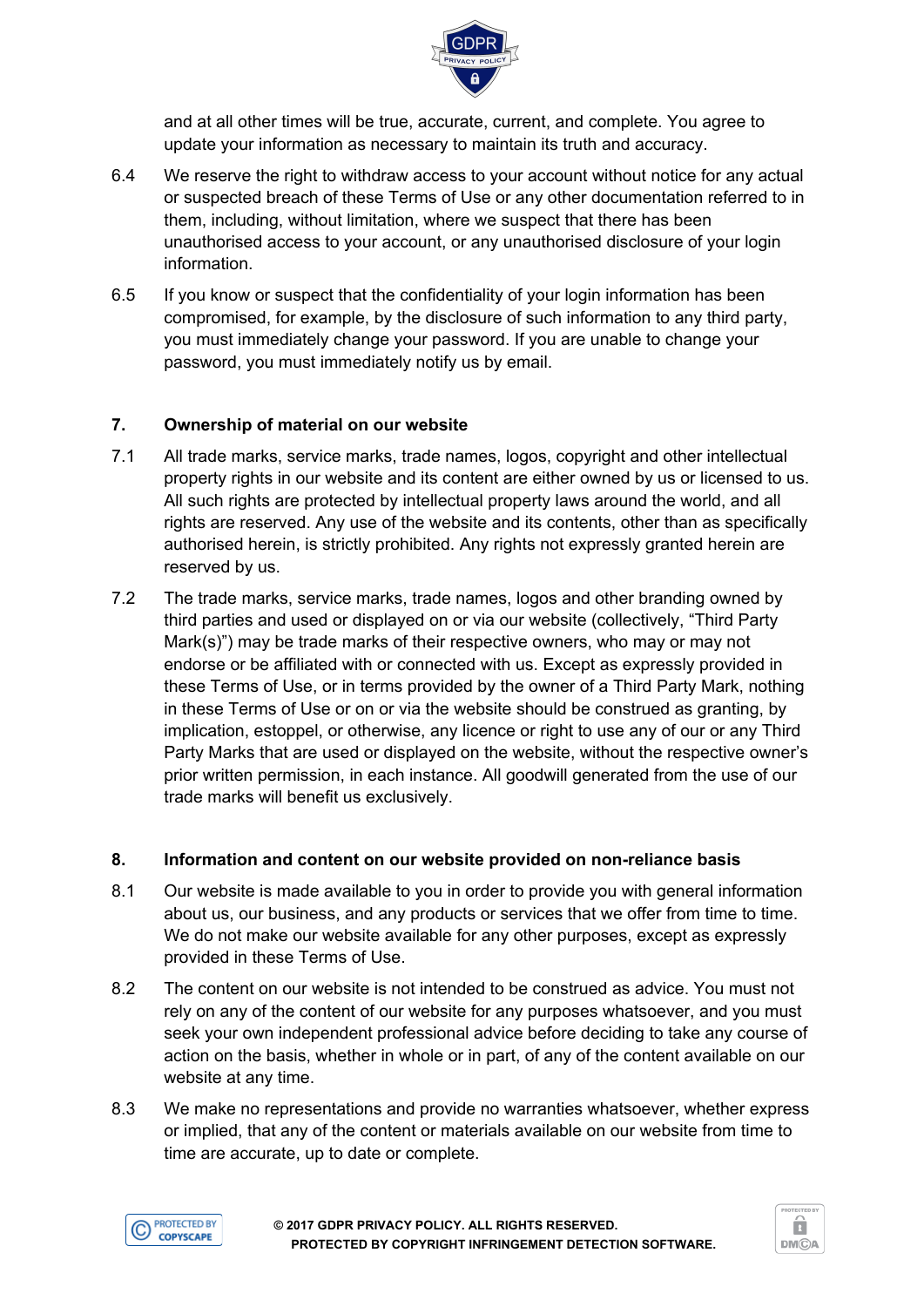and at all other times will be true, accurate, current, and complete. You agree to update your information as necessary to maintain its truth and accuracy.

6.4 We reserve the right to withdraw access to your account without notice for any actual or suspected breach of these Terms of Use or any other documentation referred to in them, including, without limitation, where we suspect that there has been unauthorised access to your account, or any unauthorised disclosure of your login information.

6.5 If you know or suspect that the confidentiality of your login information has been compromised, for example, by the disclosure of such information to any third party, you must immediately change your password. If you are unable to change your password, you must immediately notify us by email.

## 7. Ownership of material on our website

7.1 All trade marks, service marks, trade names, logos, copyright and other intellectual property rights in our website and its content are either owned by us or licensed to us. All such rights are protected by intellectual property laws around the world, and all rights are reserved. Any use of the website and its contents, other than as specifically authorised herein, is strictly prohibited. Any rights not expressly granted herein are reserved by us.

7.2 The trade marks, service marks, trade names, logos and other branding owned by third parties and used or displayed on or via our website (collectively, “Third Party Mark(s)”) may be trade marks of their respective owners, who may or may not endorse or be affiliated with or connected with us. Except as expressly provided in these Terms of Use, or in terms provided by the owner of a Third Party Mark, nothing in these Terms of Use or on or via the website should be construed as granting, by implication, estoppel, or otherwise, any licence or right to use any of our or any Third Party Marks that are used or displayed on the website, without the respective owner’s prior written permission, in each instance. All goodwill generated from the use of our trade marks will benefit us exclusively.

## 8. Information and content on our website provided on non-reliance basis

8.1 Our website is made available to you in order to provide you with general information about us, our business, and any products or services that we offer from time to time. We do not make our website available for any other purposes, except as expressly provided in these Terms of Use.

8.2 The content on our website is not intended to be construed as advice. You must not rely on any of the content of our website for any purposes whatsoever, and you must seek your own independent professional advice before deciding to take any course of action on the basis, whether in whole or in part, of any of the content available on our website at any time.

8.3 We make no representations and provide no warranties whatsoever, whether express or implied, that any of the content or materials available on our website from time to time are accurate, up to date or complete.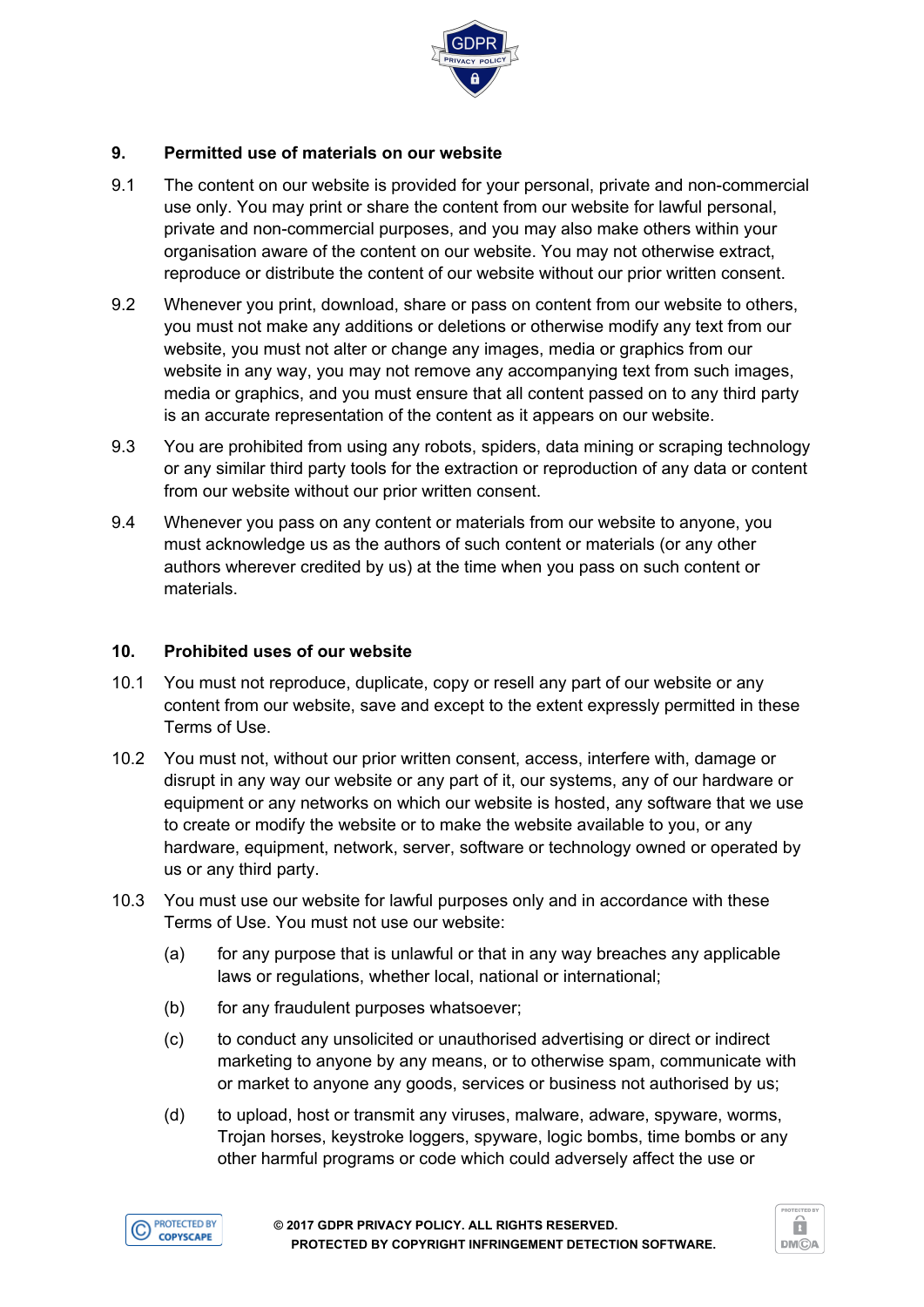## 9. Permitted use of materials on our website

9.1 The content on our website is provided for your personal, private and non-commercial use only. You may print or share the content from our website for lawful personal, private and non-commercial purposes, and you may also make others within your organisation aware of the content on our website. You may not otherwise extract, reproduce or distribute the content of our website without our prior written consent.

9.2 Whenever you print, download, share or pass on content from our website to others, you must not make any additions or deletions or otherwise modify any text from our website, you must not alter or change any images, media or graphics from our website in any way, you may not remove any accompanying text from such images, media or graphics, and you must ensure that all content passed on to any third party is an accurate representation of the content as it appears on our website.

9.3 You are prohibited from using any robots, spiders, data mining or scraping technology or any similar third party tools for the extraction or reproduction of any data or content from our website without our prior written consent.

9.4 Whenever you pass on any content or materials from our website to anyone, you must acknowledge us as the authors of such content or materials (or any other authors wherever credited by us) at the time when you pass on such content or materials.

## 10. Prohibited uses of our website

10.1 You must not reproduce, duplicate, copy or resell any part of our website or any content from our website, save and except to the extent expressly permitted in these Terms of Use.

10.2 You must not, without our prior written consent, access, interfere with, damage or disrupt in any way our website or any part of it, our systems, any of our hardware or equipment or any networks on which our website is hosted, any software that we use to create or modify the website or to make the website available to you, or any hardware, equipment, network, server, software or technology owned or operated by us or any third party.

10.3 You must use our website for lawful purposes only and in accordance with these Terms of Use. You must not use our website:

(a) for any purpose that is unlawful or that in any way breaches any applicable laws or regulations, whether local, national or international;

(b) for any fraudulent purposes whatsoever;

(c) to conduct any unsolicited or unauthorised advertising or direct or indirect marketing to anyone by any means, or to otherwise spam, communicate with or market to anyone any goods, services or business not authorised by us;

(d) to upload, host or transmit any viruses, malware, adware, spyware, worms, Trojan horses, keystroke loggers, spyware, logic bombs, time bombs or any other harmful programs or code which could adversely affect the use or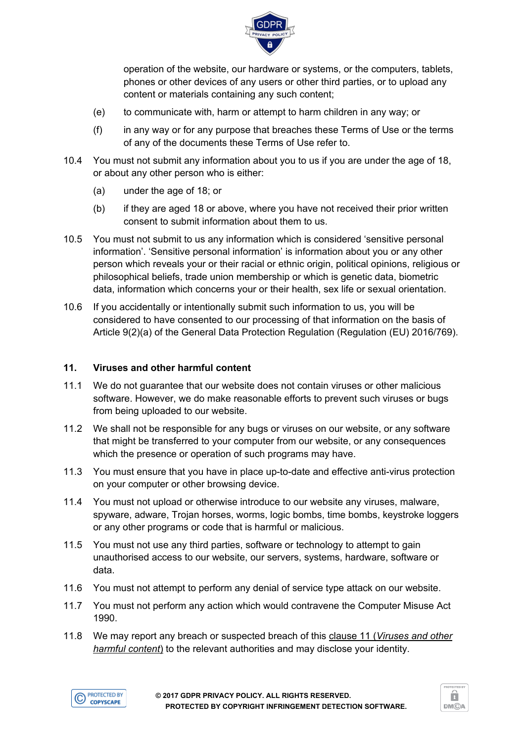operation of the website, our hardware or systems, or the computers, tablets, phones or other devices of any users or other third parties, or to upload any content or materials containing any such content;

(e) to communicate with, harm or attempt to harm children in any way; or

(f) in any way or for any purpose that breaches these Terms of Use or the terms of any of the documents these Terms of Use refer to.

10.4 You must not submit any information about you to us if you are under the age of 18, or about any other person who is either:

(a) under the age of 18; or

(b) if they are aged 18 or above, where you have not received their prior written consent to submit information about them to us.

10.5 You must not submit to us any information which is considered 'sensitive personal information'. 'Sensitive personal information' is information about you or any other person which reveals your or their racial or ethnic origin, political opinions, religious or philosophical beliefs, trade union membership or which is genetic data, biometric data, information which concerns your or their health, sex life or sexual orientation.

10.6 If you accidentally or intentionally submit such information to us, you will be considered to have consented to our processing of that information on the basis of Article 9(2)(a) of the General Data Protection Regulation (Regulation (EU) 2016/769).

## 11. Viruses and other harmful content

11.1 We do not guarantee that our website does not contain viruses or other malicious software. However, we do make reasonable efforts to prevent such viruses or bugs from being uploaded to our website.

11.2 We shall not be responsible for any bugs or viruses on our website, or any software that might be transferred to your computer from our website, or any consequences which the presence or operation of such programs may have.

11.3 You must ensure that you have in place up-to-date and effective anti-virus protection on your computer or other browsing device.

11.4 You must not upload or otherwise introduce to our website any viruses, malware, spyware, adware, Trojan horses, worms, logic bombs, time bombs, keystroke loggers or any other programs or code that is harmful or malicious.

11.5 You must not use any third parties, software or technology to attempt to gain unauthorised access to our website, our servers, systems, hardware, software or data.

11.6 You must not attempt to perform any denial of service type attack on our website.

11.7 You must not perform any action which would contravene the Computer Misuse Act 1990.

11.8 We may report any breach or suspected breach of this clause 11 (*Viruses and other harmful content*) to the relevant authorities and may disclose your identity.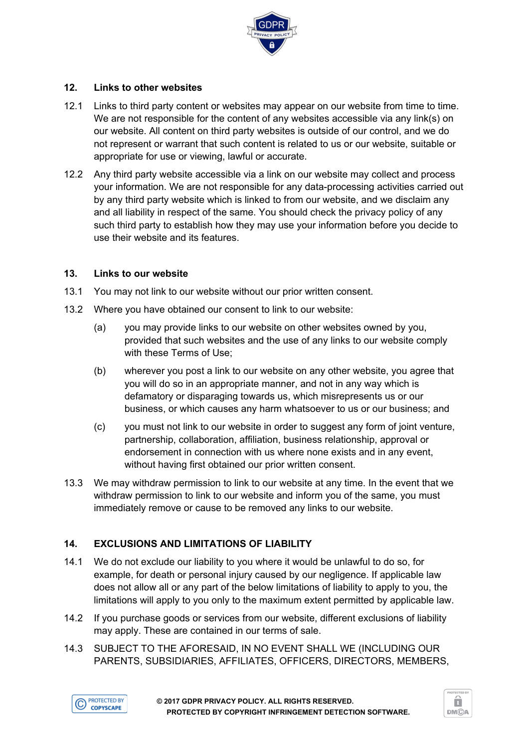## 12. Links to other websites

12.1 Links to third party content or websites may appear on our website from time to time. We are not responsible for the content of any websites accessible via any link(s) on our website. All content on third party websites is outside of our control, and we do not represent or warrant that such content is related to us or our website, suitable or appropriate for use or viewing, lawful or accurate.

12.2 Any third party website accessible via a link on our website may collect and process your information. We are not responsible for any data-processing activities carried out by any third party website which is linked to from our website, and we disclaim any and all liability in respect of the same. You should check the privacy policy of any such third party to establish how they may use your information before you decide to use their website and its features.

## 13. Links to our website

13.1 You may not link to our website without our prior written consent.

13.2 Where you have obtained our consent to link to our website:

(a) you may provide links to our website on other websites owned by you, provided that such websites and the use of any links to our website comply with these Terms of Use;

(b) wherever you post a link to our website on any other website, you agree that you will do so in an appropriate manner, and not in any way which is defamatory or disparaging towards us, which misrepresents us or our business, or which causes any harm whatsoever to us or our business; and

(c) you must not link to our website in order to suggest any form of joint venture, partnership, collaboration, affiliation, business relationship, approval or endorsement in connection with us where none exists and in any event, without having first obtained our prior written consent.

13.3 We may withdraw permission to link to our website at any time. In the event that we withdraw permission to link to our website and inform you of the same, you must immediately remove or cause to be removed any links to our website.

## 14. EXCLUSIONS AND LIMITATIONS OF LIABILITY

14.1 We do not exclude our liability to you where it would be unlawful to do so, for example, for death or personal injury caused by our negligence. If applicable law does not allow all or any part of the below limitations of liability to apply to you, the limitations will apply to you only to the maximum extent permitted by applicable law.

14.2 If you purchase goods or services from our website, different exclusions of liability may apply. These are contained in our terms of sale.

14.3 SUBJECT TO THE AFORESAID, IN NO EVENT SHALL WE (INCLUDING OUR PARENTS, SUBSIDIARIES, AFFILIATES, OFFICERS, DIRECTORS, MEMBERS,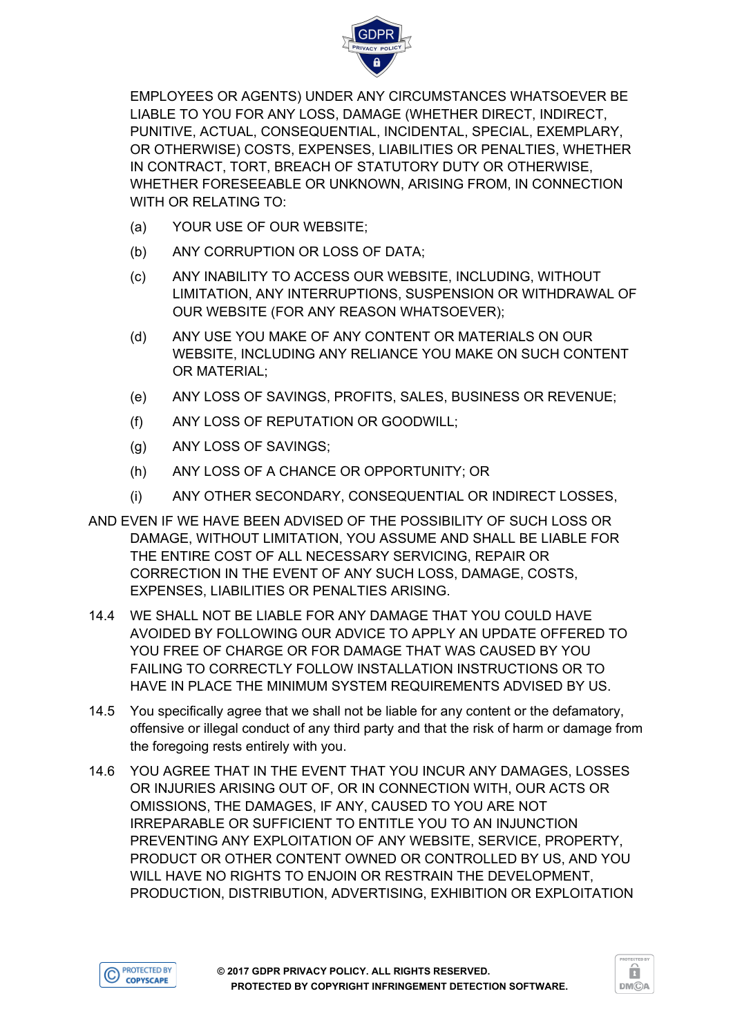EMPLOYEES OR AGENTS) UNDER ANY CIRCUMSTANCES WHATSOEVER BE LIABLE TO YOU FOR ANY LOSS, DAMAGE (WHETHER DIRECT, INDIRECT, PUNITIVE, ACTUAL, CONSEQUENTIAL, INCIDENTAL, SPECIAL, EXEMPLARY, OR OTHERWISE) COSTS, EXPENSES, LIABILITIES OR PENALTIES, WHETHER IN CONTRACT, TORT, BREACH OF STATUTORY DUTY OR OTHERWISE, WHETHER FORESEEABLE OR UNKNOWN, ARISING FROM, IN CONNECTION WITH OR RELATING TO:

(a) YOUR USE OF OUR WEBSITE;

(b) ANY CORRUPTION OR LOSS OF DATA;

(c) ANY INABILITY TO ACCESS OUR WEBSITE, INCLUDING, WITHOUT LIMITATION, ANY INTERRUPTIONS, SUSPENSION OR WITHDRAWAL OF OUR WEBSITE (FOR ANY REASON WHATSOEVER);

(d) ANY USE YOU MAKE OF ANY CONTENT OR MATERIALS ON OUR WEBSITE, INCLUDING ANY RELIANCE YOU MAKE ON SUCH CONTENT OR MATERIAL;

(e) ANY LOSS OF SAVINGS, PROFITS, SALES, BUSINESS OR REVENUE;

(f) ANY LOSS OF REPUTATION OR GOODWILL;

(g) ANY LOSS OF SAVINGS;

(h) ANY LOSS OF A CHANCE OR OPPORTUNITY; OR

(i) ANY OTHER SECONDARY, CONSEQUENTIAL OR INDIRECT LOSSES,

AND EVEN IF WE HAVE BEEN ADVISED OF THE POSSIBILITY OF SUCH LOSS OR DAMAGE, WITHOUT LIMITATION, YOU ASSUME AND SHALL BE LIABLE FOR THE ENTIRE COST OF ALL NECESSARY SERVICING, REPAIR OR CORRECTION IN THE EVENT OF ANY SUCH LOSS, DAMAGE, COSTS, EXPENSES, LIABILITIES OR PENALTIES ARISING.

14.4 WE SHALL NOT BE LIABLE FOR ANY DAMAGE THAT YOU COULD HAVE AVOIDED BY FOLLOWING OUR ADVICE TO APPLY AN UPDATE OFFERED TO YOU FREE OF CHARGE OR FOR DAMAGE THAT WAS CAUSED BY YOU FAILING TO CORRECTLY FOLLOW INSTALLATION INSTRUCTIONS OR TO HAVE IN PLACE THE MINIMUM SYSTEM REQUIREMENTS ADVISED BY US.

14.5 You specifically agree that we shall not be liable for any content or the defamatory, offensive or illegal conduct of any third party and that the risk of harm or damage from the foregoing rests entirely with you.

14.6 YOU AGREE THAT IN THE EVENT THAT YOU INCUR ANY DAMAGES, LOSSES OR INJURIES ARISING OUT OF, OR IN CONNECTION WITH, OUR ACTS OR OMISSIONS, THE DAMAGES, IF ANY, CAUSED TO YOU ARE NOT IRREPARABLE OR SUFFICIENT TO ENTITLE YOU TO AN INJUNCTION PREVENTING ANY EXPLOITATION OF ANY WEBSITE, SERVICE, PROPERTY, PRODUCT OR OTHER CONTENT OWNED OR CONTROLLED BY US, AND YOU WILL HAVE NO RIGHTS TO ENJOIN OR RESTRAIN THE DEVELOPMENT, PRODUCTION, DISTRIBUTION, ADVERTISING, EXHIBITION OR EXPLOITATION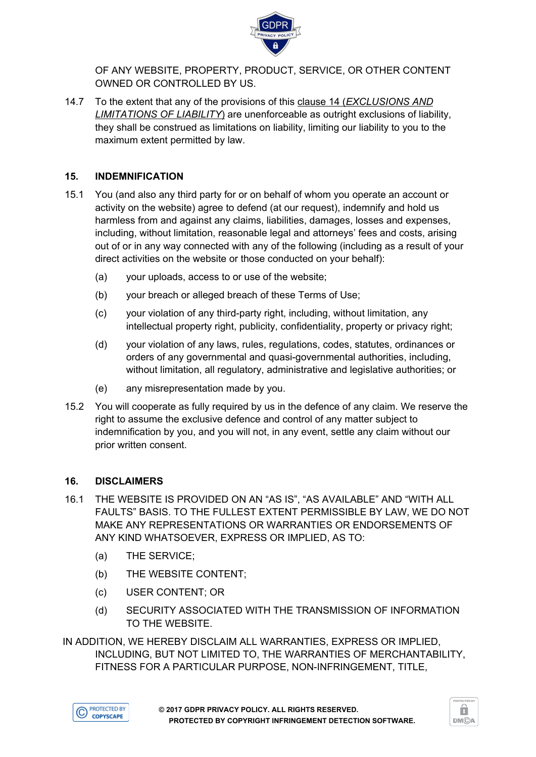OF ANY WEBSITE, PROPERTY, PRODUCT, SERVICE, OR OTHER CONTENT OWNED OR CONTROLLED BY US.

14.7 To the extent that any of the provisions of this clause 14 (*EXCLUSIONS AND LIMITATIONS OF LIABILITY*) are unenforceable as outright exclusions of liability, they shall be construed as limitations on liability, limiting our liability to you to the maximum extent permitted by law.

## 15. INDEMNIFICATION

15.1 You (and also any third party for or on behalf of whom you operate an account or activity on the website) agree to defend (at our request), indemnify and hold us harmless from and against any claims, liabilities, damages, losses and expenses, including, without limitation, reasonable legal and attorneys' fees and costs, arising out of or in any way connected with any of the following (including as a result of your direct activities on the website or those conducted on your behalf):

- (a) your uploads, access to or use of the website;
- (b) your breach or alleged breach of these Terms of Use;
- (c) your violation of any third-party right, including, without limitation, any intellectual property right, publicity, confidentiality, property or privacy right;
- (d) your violation of any laws, rules, regulations, codes, statutes, ordinances or orders of any governmental and quasi-governmental authorities, including, without limitation, all regulatory, administrative and legislative authorities; or
- (e) any misrepresentation made by you.

15.2 You will cooperate as fully required by us in the defence of any claim. We reserve the right to assume the exclusive defence and control of any matter subject to indemnification by you, and you will not, in any event, settle any claim without our prior written consent.

## 16. DISCLAIMERS

16.1 THE WEBSITE IS PROVIDED ON AN "AS IS", "AS AVAILABLE" AND "WITH ALL FAULTS" BASIS. TO THE FULLEST EXTENT PERMISSIBLE BY LAW, WE DO NOT MAKE ANY REPRESENTATIONS OR WARRANTIES OR ENDORSEMENTS OF ANY KIND WHATSOEVER, EXPRESS OR IMPLIED, AS TO:

- (a) THE SERVICE;
- (b) THE WEBSITE CONTENT;
- (c) USER CONTENT; OR
- (d) SECURITY ASSOCIATED WITH THE TRANSMISSION OF INFORMATION TO THE WEBSITE.

IN ADDITION, WE HEREBY DISCLAIM ALL WARRANTIES, EXPRESS OR IMPLIED, INCLUDING, BUT NOT LIMITED TO, THE WARRANTIES OF MERCHANTABILITY, FITNESS FOR A PARTICULAR PURPOSE, NON-INFRINGEMENT, TITLE,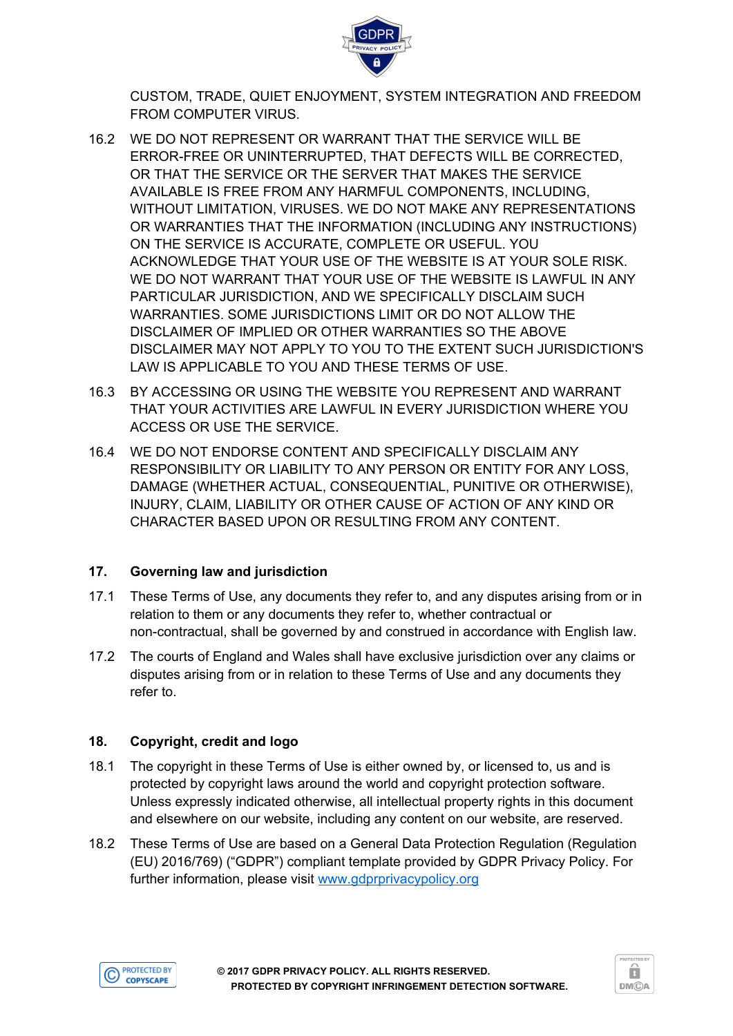CUSTOM, TRADE, QUIET ENJOYMENT, SYSTEM INTEGRATION AND FREEDOM FROM COMPUTER VIRUS.

16.2 WE DO NOT REPRESENT OR WARRANT THAT THE SERVICE WILL BE ERROR-FREE OR UNINTERRUPTED, THAT DEFECTS WILL BE CORRECTED, OR THAT THE SERVICE OR THE SERVER THAT MAKES THE SERVICE AVAILABLE IS FREE FROM ANY HARMFUL COMPONENTS, INCLUDING, WITHOUT LIMITATION, VIRUSES. WE DO NOT MAKE ANY REPRESENTATIONS OR WARRANTIES THAT THE INFORMATION (INCLUDING ANY INSTRUCTIONS) ON THE SERVICE IS ACCURATE, COMPLETE OR USEFUL. YOU ACKNOWLEDGE THAT YOUR USE OF THE WEBSITE IS AT YOUR SOLE RISK. WE DO NOT WARRANT THAT YOUR USE OF THE WEBSITE IS LAWFUL IN ANY PARTICULAR JURISDICTION, AND WE SPECIFICALLY DISCLAIM SUCH WARRANTIES. SOME JURISDICTIONS LIMIT OR DO NOT ALLOW THE DISCLAIMER OF IMPLIED OR OTHER WARRANTIES SO THE ABOVE DISCLAIMER MAY NOT APPLY TO YOU TO THE EXTENT SUCH JURISDICTION'S LAW IS APPLICABLE TO YOU AND THESE TERMS OF USE.

16.3 BY ACCESSING OR USING THE WEBSITE YOU REPRESENT AND WARRANT THAT YOUR ACTIVITIES ARE LAWFUL IN EVERY JURISDICTION WHERE YOU ACCESS OR USE THE SERVICE.

16.4 WE DO NOT ENDORSE CONTENT AND SPECIFICALLY DISCLAIM ANY RESPONSIBILITY OR LIABILITY TO ANY PERSON OR ENTITY FOR ANY LOSS, DAMAGE (WHETHER ACTUAL, CONSEQUENTIAL, PUNITIVE OR OTHERWISE), INJURY, CLAIM, LIABILITY OR OTHER CAUSE OF ACTION OF ANY KIND OR CHARACTER BASED UPON OR RESULTING FROM ANY CONTENT.

## 17. Governing law and jurisdiction

17.1 These Terms of Use, any documents they refer to, and any disputes arising from or in relation to them or any documents they refer to, whether contractual or non-contractual, shall be governed by and construed in accordance with English law.

17.2 The courts of England and Wales shall have exclusive jurisdiction over any claims or disputes arising from or in relation to these Terms of Use and any documents they refer to.

## 18. Copyright, credit and logo

18.1 The copyright in these Terms of Use is either owned by, or licensed to, us and is protected by copyright laws around the world and copyright protection software. Unless expressly indicated otherwise, all intellectual property rights in this document and elsewhere on our website, including any content on our website, are reserved.

18.2 These Terms of Use are based on a General Data Protection Regulation (Regulation (EU) 2016/769) ("GDPR") compliant template provided by GDPR Privacy Policy. For further information, please visit [www.gdprprivacypolicy.org](http://www.gdprprivacypolicy.org)

**© 2017 GDPR PRIVACY POLICY. ALL RIGHTS RESERVED.**
**PROTECTED BY COPYRIGHT INFRINGEMENT DETECTION SOFTWARE.**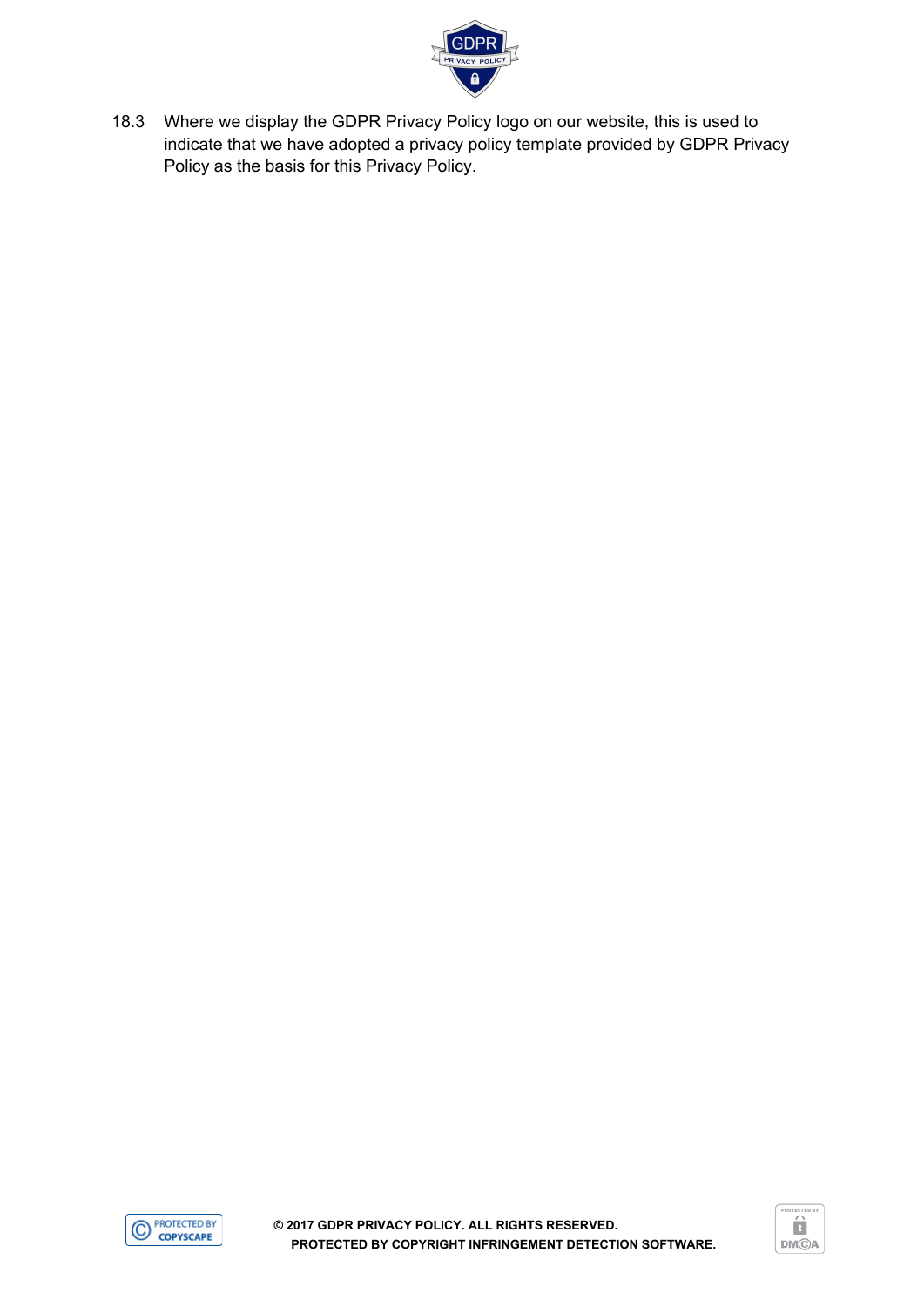18.3 Where we display the GDPR Privacy Policy logo on our website, this is used to indicate that we have adopted a privacy policy template provided by GDPR Privacy Policy as the basis for this Privacy Policy.